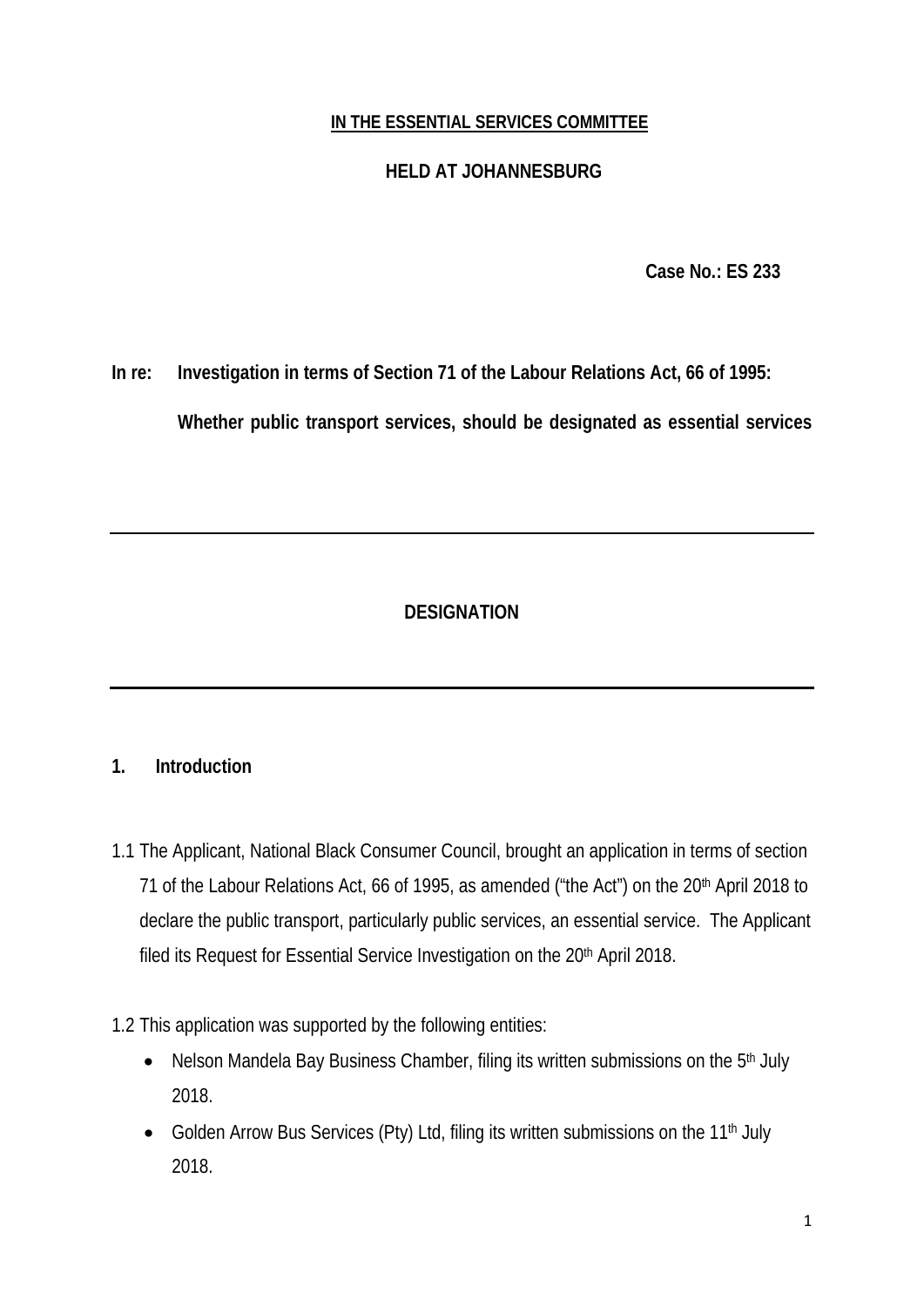**IN THE ESSENTIAL SERVICES COMMITTEE**

**HELD AT JOHANNESBURG**

**Case No.: ES 233**

**In re: Investigation in terms of Section 71 of the Labour Relations Act, 66 of 1995:**

**Whether public transport services, should be designated as essential services**

---

## DESIGNATION

---

### 1. Introduction

1.1 The Applicant, National Black Consumer Council, brought an application in terms of section 71 of the Labour Relations Act, 66 of 1995, as amended ("the Act") on the 20th April 2018 to declare the public transport, particularly public services, an essential service. The Applicant filed its Request for Essential Service Investigation on the 20th April 2018.

1.2 This application was supported by the following entities:

- Nelson Mandela Bay Business Chamber, filing its written submissions on the 5th July 2018.
- Golden Arrow Bus Services (Pty) Ltd, filing its written submissions on the 11th July 2018.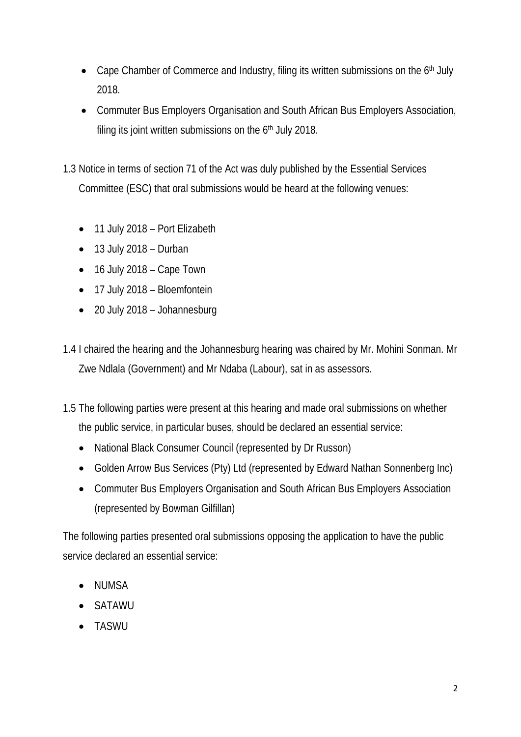- Cape Chamber of Commerce and Industry, filing its written submissions on the 6th July 2018.
- Commuter Bus Employers Organisation and South African Bus Employers Association, filing its joint written submissions on the 6th July 2018.

1.3 Notice in terms of section 71 of the Act was duly published by the Essential Services Committee (ESC) that oral submissions would be heard at the following venues:

- 11 July 2018 – Port Elizabeth
- 13 July 2018 – Durban
- 16 July 2018 – Cape Town
- 17 July 2018 – Bloemfontein
- 20 July 2018 – Johannesburg

1.4 I chaired the hearing and the Johannesburg hearing was chaired by Mr. Mohini Sonman. Mr Zwe Ndlala (Government) and Mr Ndaba (Labour), sat in as assessors.

1.5 The following parties were present at this hearing and made oral submissions on whether the public service, in particular buses, should be declared an essential service:

- National Black Consumer Council (represented by Dr Russon)
- Golden Arrow Bus Services (Pty) Ltd (represented by Edward Nathan Sonnenberg Inc)
- Commuter Bus Employers Organisation and South African Bus Employers Association (represented by Bowman Gilfillan)

The following parties presented oral submissions opposing the application to have the public service declared an essential service:

- NUMSA
- SATAWU
- TASWU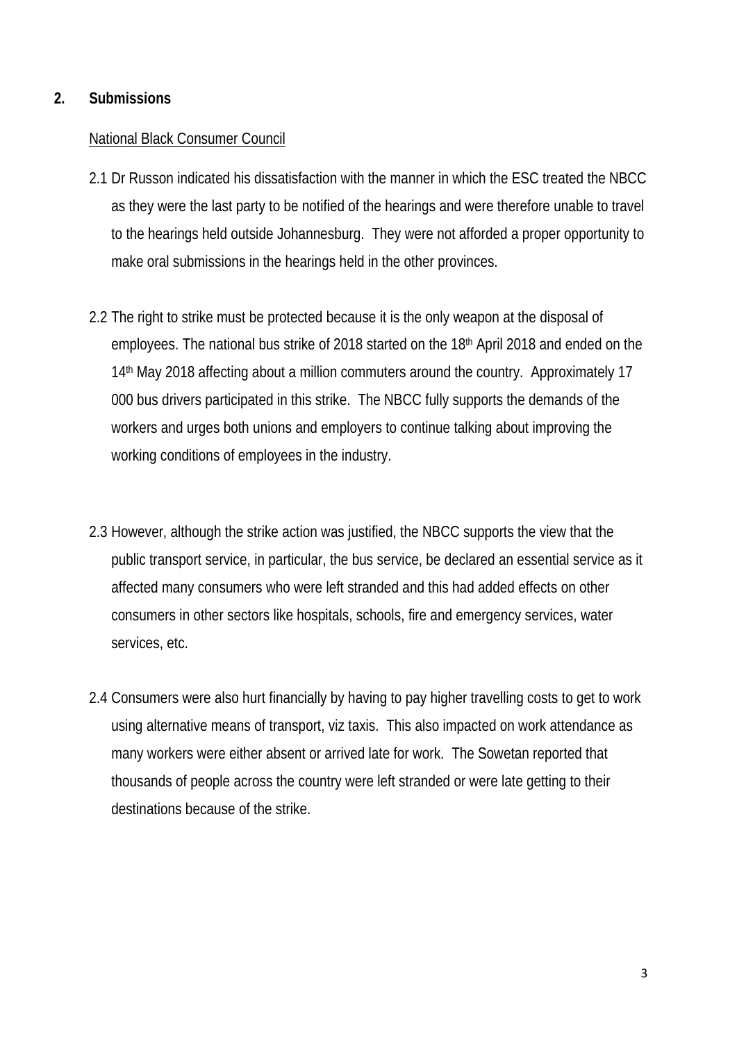## 2. Submissions

National Black Consumer Council

2.1 Dr Russon indicated his dissatisfaction with the manner in which the ESC treated the NBCC as they were the last party to be notified of the hearings and were therefore unable to travel to the hearings held outside Johannesburg. They were not afforded a proper opportunity to make oral submissions in the hearings held in the other provinces.

2.2 The right to strike must be protected because it is the only weapon at the disposal of employees. The national bus strike of 2018 started on the 18th April 2018 and ended on the 14th May 2018 affecting about a million commuters around the country. Approximately 17 000 bus drivers participated in this strike. The NBCC fully supports the demands of the workers and urges both unions and employers to continue talking about improving the working conditions of employees in the industry.

2.3 However, although the strike action was justified, the NBCC supports the view that the public transport service, in particular, the bus service, be declared an essential service as it affected many consumers who were left stranded and this had added effects on other consumers in other sectors like hospitals, schools, fire and emergency services, water services, etc.

2.4 Consumers were also hurt financially by having to pay higher travelling costs to get to work using alternative means of transport, viz taxis. This also impacted on work attendance as many workers were either absent or arrived late for work. The Sowetan reported that thousands of people across the country were left stranded or were late getting to their destinations because of the strike.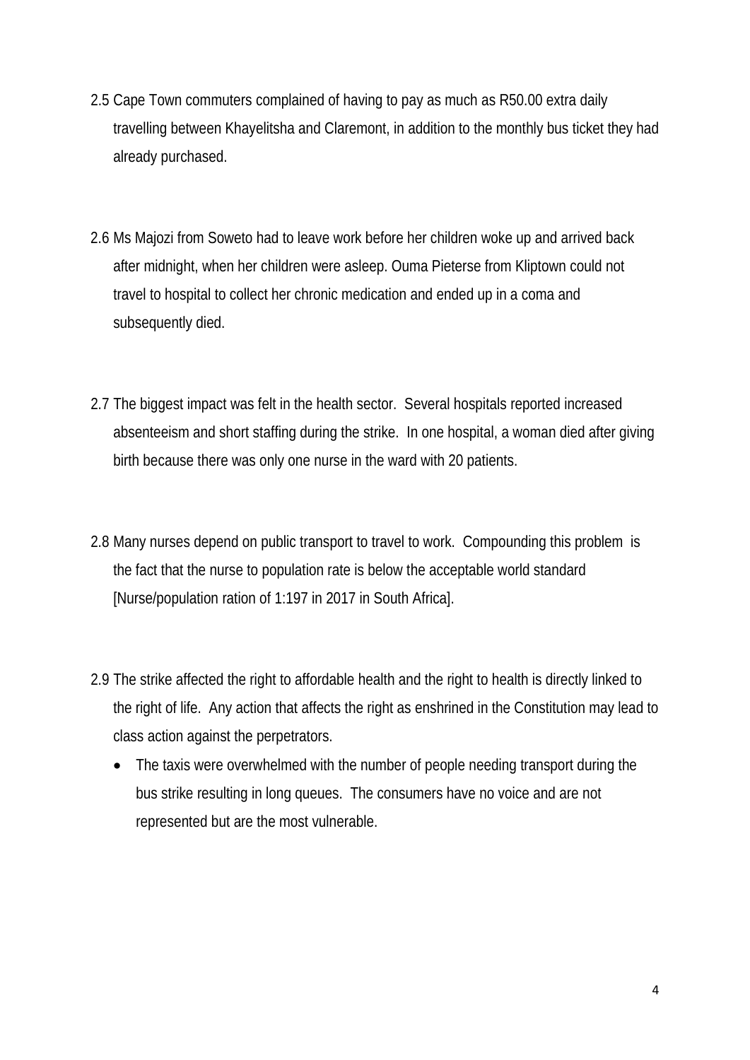2.5 Cape Town commuters complained of having to pay as much as R50.00 extra daily travelling between Khayelitsha and Claremont, in addition to the monthly bus ticket they had already purchased.

2.6 Ms Majozi from Soweto had to leave work before her children woke up and arrived back after midnight, when her children were asleep. Ouma Pieterse from Kliptown could not travel to hospital to collect her chronic medication and ended up in a coma and subsequently died.

2.7 The biggest impact was felt in the health sector. Several hospitals reported increased absenteeism and short staffing during the strike. In one hospital, a woman died after giving birth because there was only one nurse in the ward with 20 patients.

2.8 Many nurses depend on public transport to travel to work. Compounding this problem is the fact that the nurse to population rate is below the acceptable world standard [Nurse/population ration of 1:197 in 2017 in South Africa].

2.9 The strike affected the right to affordable health and the right to health is directly linked to the right of life. Any action that affects the right as enshrined in the Constitution may lead to class action against the perpetrators.

- The taxis were overwhelmed with the number of people needing transport during the bus strike resulting in long queues. The consumers have no voice and are not represented but are the most vulnerable.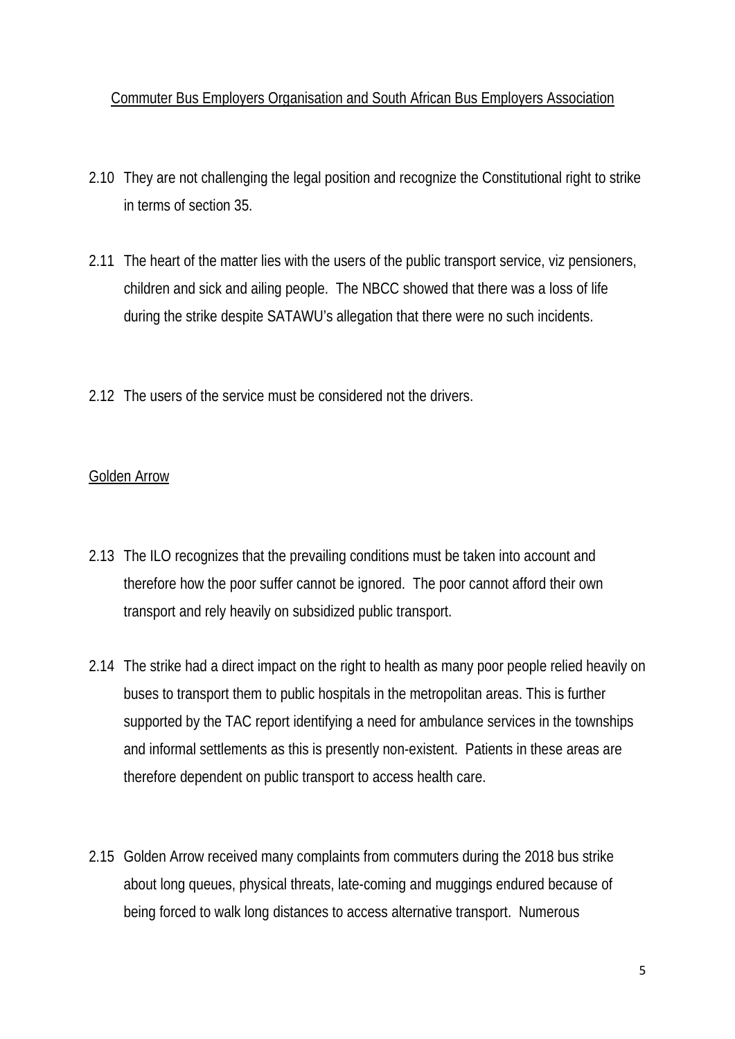Commuter Bus Employers Organisation and South African Bus Employers Association

2.10 They are not challenging the legal position and recognize the Constitutional right to strike in terms of section 35.

2.11 The heart of the matter lies with the users of the public transport service, viz pensioners, children and sick and ailing people. The NBCC showed that there was a loss of life during the strike despite SATAWU's allegation that there were no such incidents.

2.12 The users of the service must be considered not the drivers.

Golden Arrow

2.13 The ILO recognizes that the prevailing conditions must be taken into account and therefore how the poor suffer cannot be ignored. The poor cannot afford their own transport and rely heavily on subsidized public transport.

2.14 The strike had a direct impact on the right to health as many poor people relied heavily on buses to transport them to public hospitals in the metropolitan areas. This is further supported by the TAC report identifying a need for ambulance services in the townships and informal settlements as this is presently non-existent. Patients in these areas are therefore dependent on public transport to access health care.

2.15 Golden Arrow received many complaints from commuters during the 2018 bus strike about long queues, physical threats, late-coming and muggings endured because of being forced to walk long distances to access alternative transport. Numerous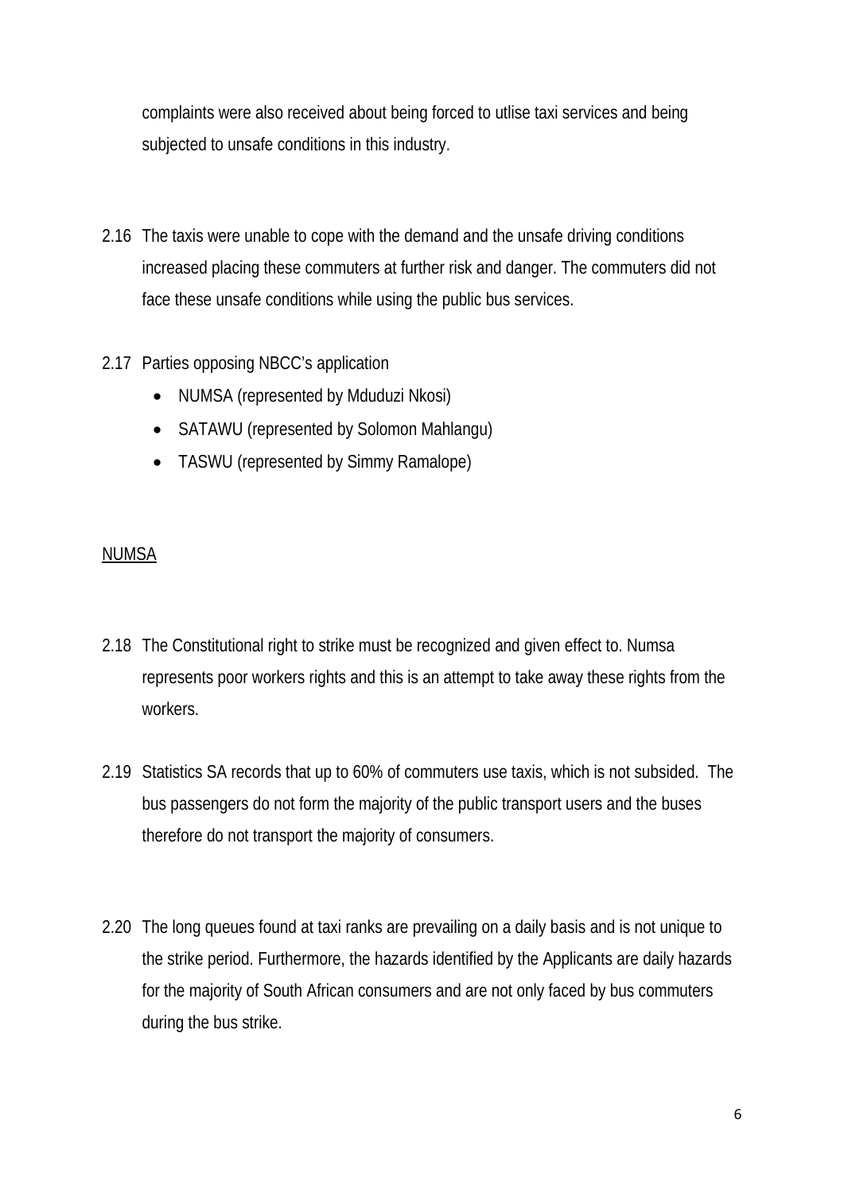complaints were also received about being forced to utlise taxi services and being subjected to unsafe conditions in this industry.

2.16 The taxis were unable to cope with the demand and the unsafe driving conditions increased placing these commuters at further risk and danger. The commuters did not face these unsafe conditions while using the public bus services.

2.17 Parties opposing NBCC's application

- NUMSA (represented by Mduduzi Nkosi)
- SATAWU (represented by Solomon Mahlangu)
- TASWU (represented by Simmy Ramalope)

<u>NUMSA</u>

2.18 The Constitutional right to strike must be recognized and given effect to. Numsa represents poor workers rights and this is an attempt to take away these rights from the workers.

2.19 Statistics SA records that up to 60% of commuters use taxis, which is not subsided. The bus passengers do not form the majority of the public transport users and the buses therefore do not transport the majority of consumers.

2.20 The long queues found at taxi ranks are prevailing on a daily basis and is not unique to the strike period. Furthermore, the hazards identified by the Applicants are daily hazards for the majority of South African consumers and are not only faced by bus commuters during the bus strike.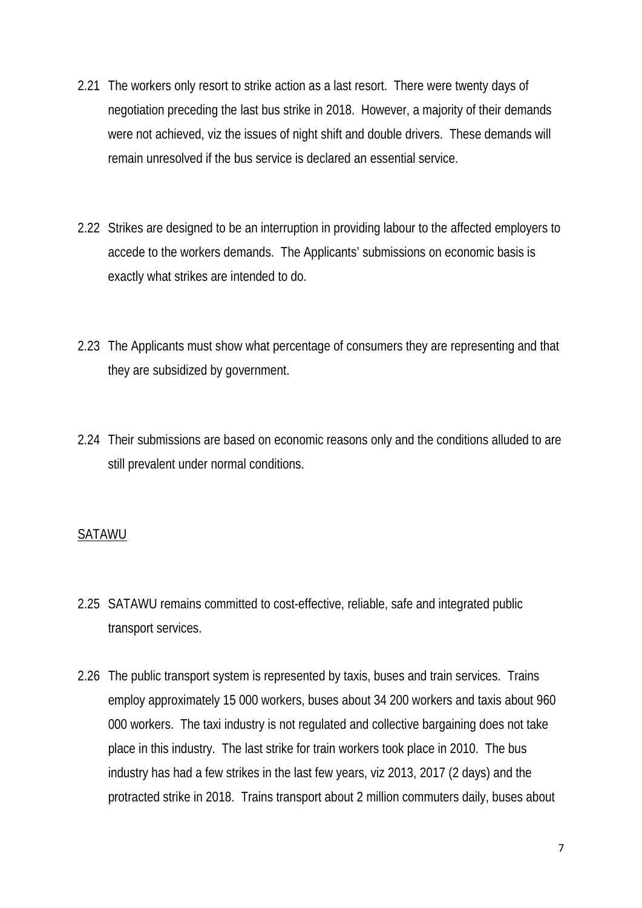2.21 The workers only resort to strike action as a last resort. There were twenty days of negotiation preceding the last bus strike in 2018. However, a majority of their demands were not achieved, viz the issues of night shift and double drivers. These demands will remain unresolved if the bus service is declared an essential service.

2.22 Strikes are designed to be an interruption in providing labour to the affected employers to accede to the workers demands. The Applicants' submissions on economic basis is exactly what strikes are intended to do.

2.23 The Applicants must show what percentage of consumers they are representing and that they are subsidized by government.

2.24 Their submissions are based on economic reasons only and the conditions alluded to are still prevalent under normal conditions.

<u>SATAWU</u>

2.25 SATAWU remains committed to cost-effective, reliable, safe and integrated public transport services.

2.26 The public transport system is represented by taxis, buses and train services. Trains employ approximately 15 000 workers, buses about 34 200 workers and taxis about 960 000 workers. The taxi industry is not regulated and collective bargaining does not take place in this industry. The last strike for train workers took place in 2010. The bus industry has had a few strikes in the last few years, viz 2013, 2017 (2 days) and the protracted strike in 2018. Trains transport about 2 million commuters daily, buses about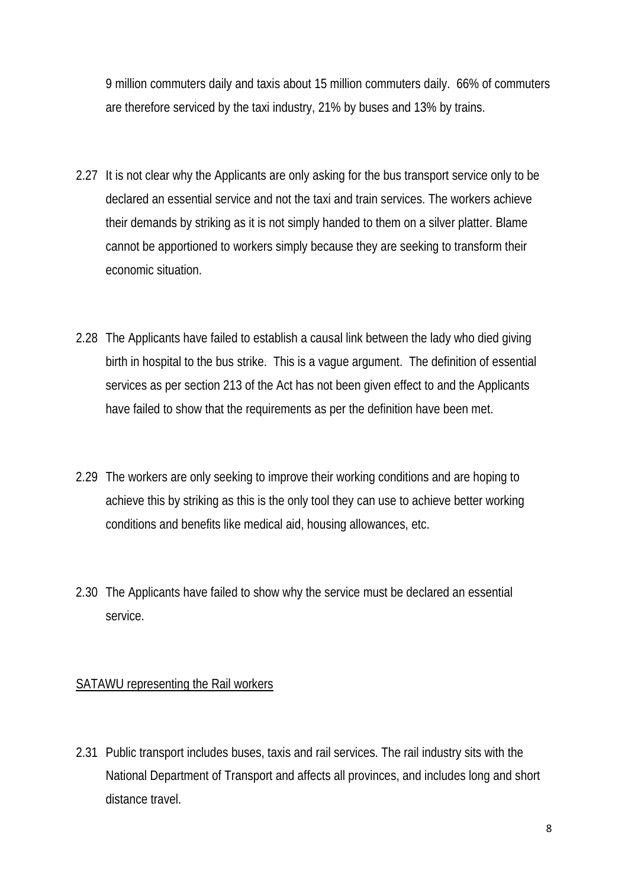9 million commuters daily and taxis about 15 million commuters daily. 66% of commuters are therefore serviced by the taxi industry, 21% by buses and 13% by trains.

2.27 It is not clear why the Applicants are only asking for the bus transport service only to be declared an essential service and not the taxi and train services. The workers achieve their demands by striking as it is not simply handed to them on a silver platter. Blame cannot be apportioned to workers simply because they are seeking to transform their economic situation.

2.28 The Applicants have failed to establish a causal link between the lady who died giving birth in hospital to the bus strike. This is a vague argument. The definition of essential services as per section 213 of the Act has not been given effect to and the Applicants have failed to show that the requirements as per the definition have been met.

2.29 The workers are only seeking to improve their working conditions and are hoping to achieve this by striking as this is the only tool they can use to achieve better working conditions and benefits like medical aid, housing allowances, etc.

2.30 The Applicants have failed to show why the service must be declared an essential service.

<u>SATAWU representing the Rail workers</u>

2.31 Public transport includes buses, taxis and rail services. The rail industry sits with the National Department of Transport and affects all provinces, and includes long and short distance travel.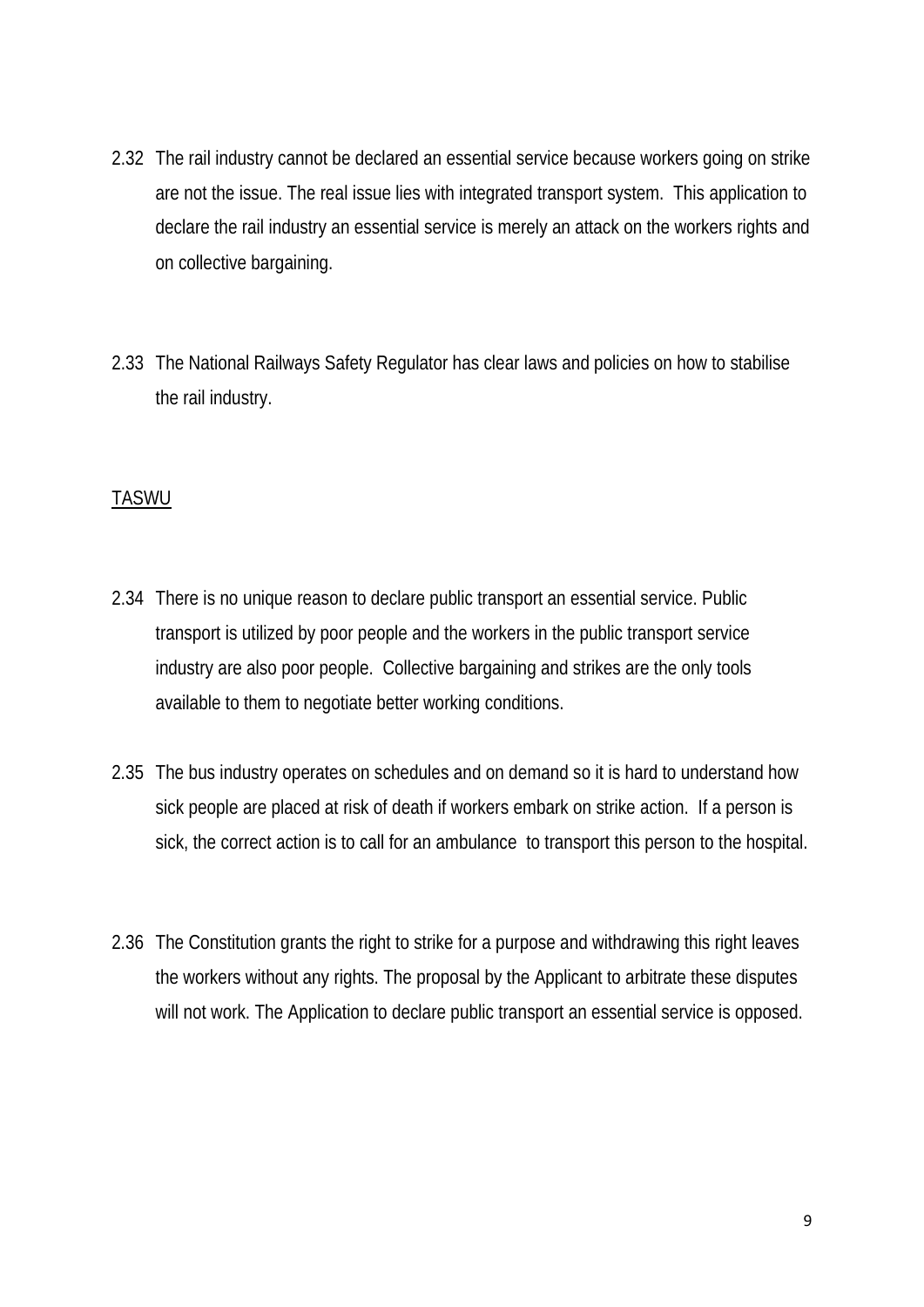2.32 The rail industry cannot be declared an essential service because workers going on strike are not the issue. The real issue lies with integrated transport system. This application to declare the rail industry an essential service is merely an attack on the workers rights and on collective bargaining.

2.33 The National Railways Safety Regulator has clear laws and policies on how to stabilise the rail industry.

<u>TASWU</u>

2.34 There is no unique reason to declare public transport an essential service. Public transport is utilized by poor people and the workers in the public transport service industry are also poor people. Collective bargaining and strikes are the only tools available to them to negotiate better working conditions.

2.35 The bus industry operates on schedules and on demand so it is hard to understand how sick people are placed at risk of death if workers embark on strike action. If a person is sick, the correct action is to call for an ambulance to transport this person to the hospital.

2.36 The Constitution grants the right to strike for a purpose and withdrawing this right leaves the workers without any rights. The proposal by the Applicant to arbitrate these disputes will not work. The Application to declare public transport an essential service is opposed.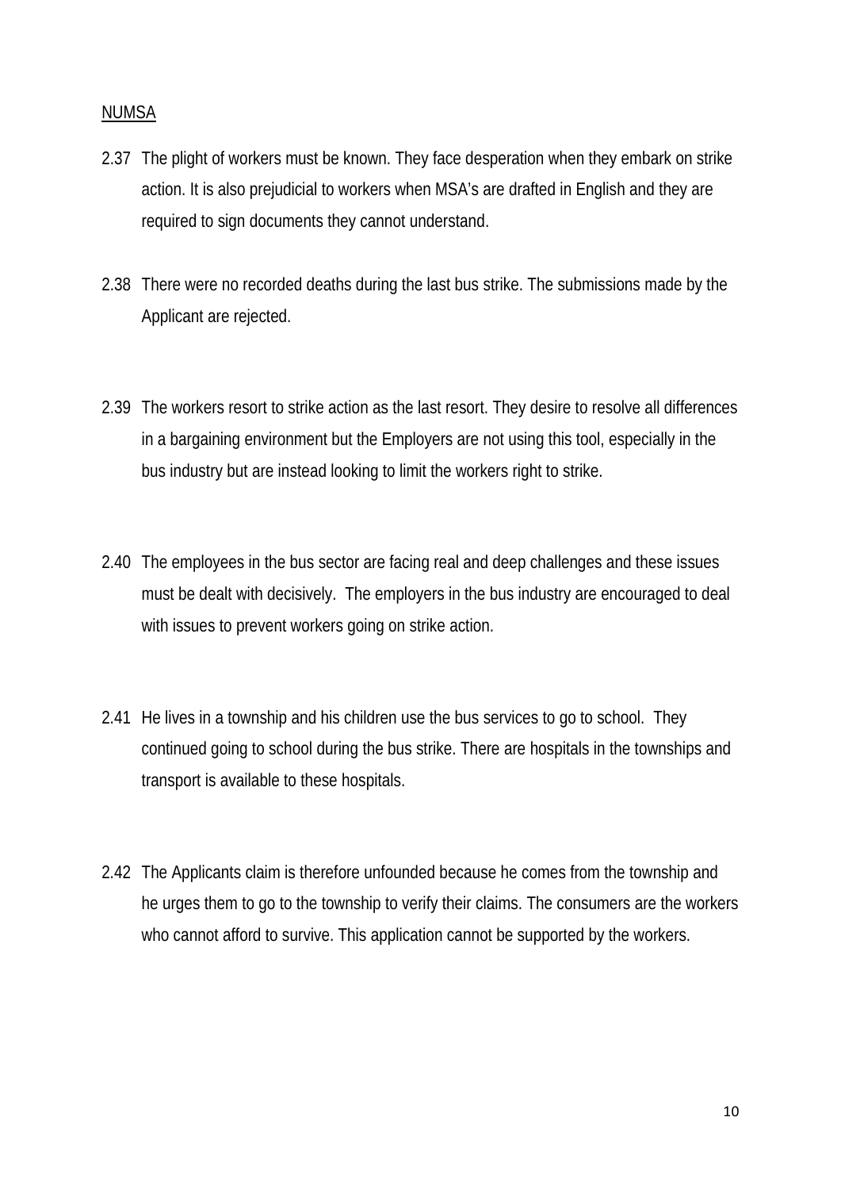<u>NUMSA</u>

2.37 The plight of workers must be known. They face desperation when they embark on strike action. It is also prejudicial to workers when MSA's are drafted in English and they are required to sign documents they cannot understand.

2.38 There were no recorded deaths during the last bus strike. The submissions made by the Applicant are rejected.

2.39 The workers resort to strike action as the last resort. They desire to resolve all differences in a bargaining environment but the Employers are not using this tool, especially in the bus industry but are instead looking to limit the workers right to strike.

2.40 The employees in the bus sector are facing real and deep challenges and these issues must be dealt with decisively. The employers in the bus industry are encouraged to deal with issues to prevent workers going on strike action.

2.41 He lives in a township and his children use the bus services to go to school. They continued going to school during the bus strike. There are hospitals in the townships and transport is available to these hospitals.

2.42 The Applicants claim is therefore unfounded because he comes from the township and he urges them to go to the township to verify their claims. The consumers are the workers who cannot afford to survive. This application cannot be supported by the workers.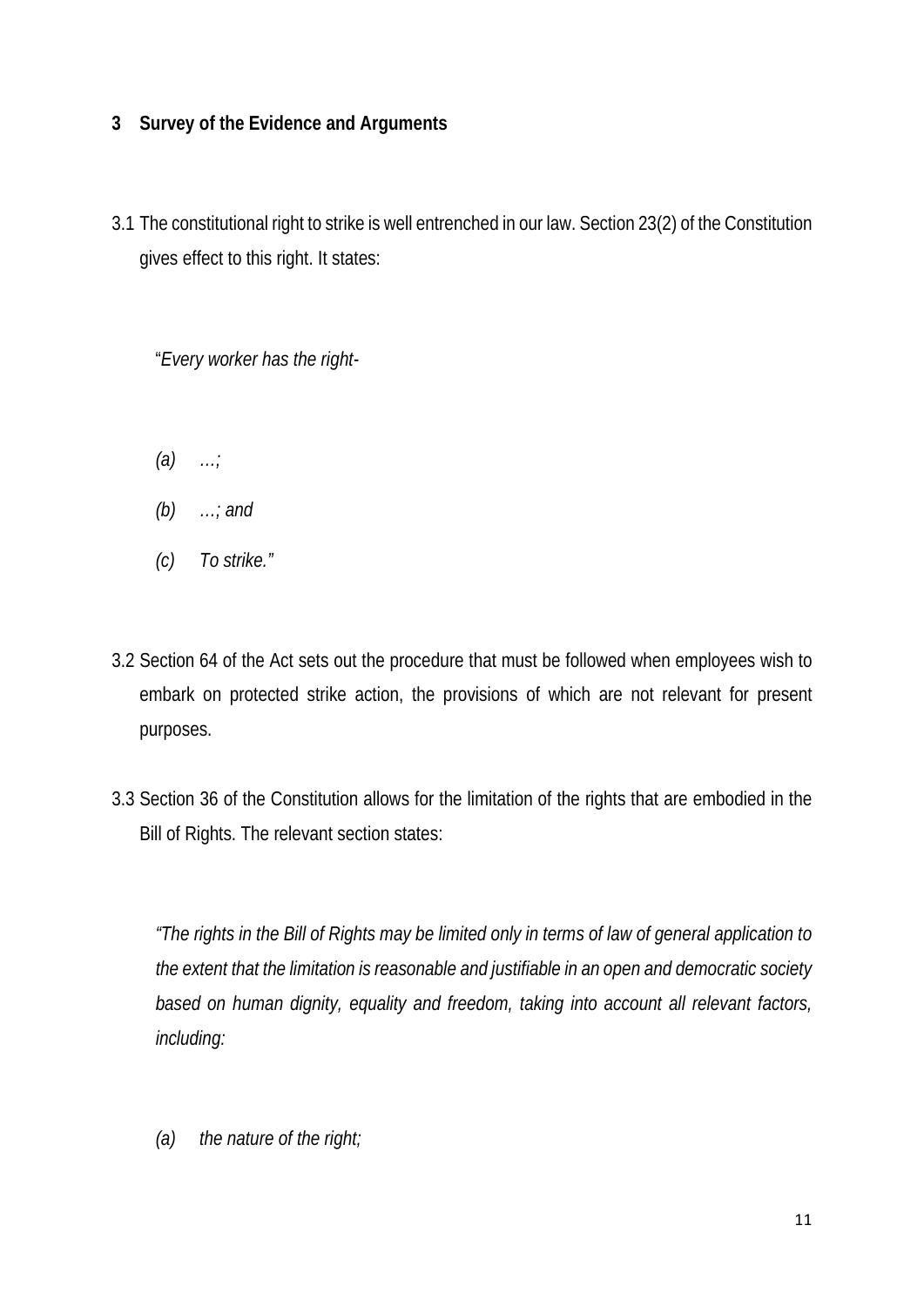## 3 Survey of the Evidence and Arguments

3.1 The constitutional right to strike is well entrenched in our law. Section 23(2) of the Constitution gives effect to this right. It states:

> "*Every worker has the right-*
>
> *(a) …;*
>
> *(b) …; and*
>
> *(c) To strike."*

3.2 Section 64 of the Act sets out the procedure that must be followed when employees wish to embark on protected strike action, the provisions of which are not relevant for present purposes.

3.3 Section 36 of the Constitution allows for the limitation of the rights that are embodied in the Bill of Rights. The relevant section states:

> *"The rights in the Bill of Rights may be limited only in terms of law of general application to the extent that the limitation is reasonable and justifiable in an open and democratic society based on human dignity, equality and freedom, taking into account all relevant factors, including:*
>
> *(a) the nature of the right;*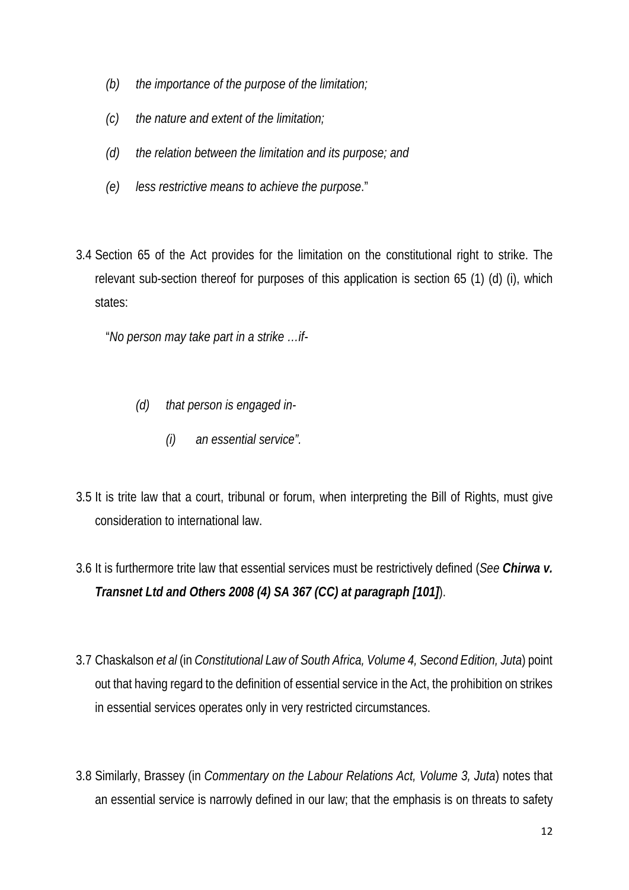*(b) the importance of the purpose of the limitation;*

*(c) the nature and extent of the limitation;*

*(d) the relation between the limitation and its purpose; and*

*(e) less restrictive means to achieve the purpose*."

3.4 Section 65 of the Act provides for the limitation on the constitutional right to strike. The relevant sub-section thereof for purposes of this application is section 65 (1) (d) (i), which states:

"*No person may take part in a strike …if-*

*(d) that person is engaged in-*

*(i) an essential service".*

3.5 It is trite law that a court, tribunal or forum, when interpreting the Bill of Rights, must give consideration to international law.

3.6 It is furthermore trite law that essential services must be restrictively defined (*See **Chirwa v. Transnet Ltd and Others 2008 (4) SA 367 (CC) at paragraph [101]***).

3.7 Chaskalson *et al* (in *Constitutional Law of South Africa, Volume 4, Second Edition, Juta*) point out that having regard to the definition of essential service in the Act, the prohibition on strikes in essential services operates only in very restricted circumstances.

3.8 Similarly, Brassey (in *Commentary on the Labour Relations Act, Volume 3, Juta*) notes that an essential service is narrowly defined in our law; that the emphasis is on threats to safety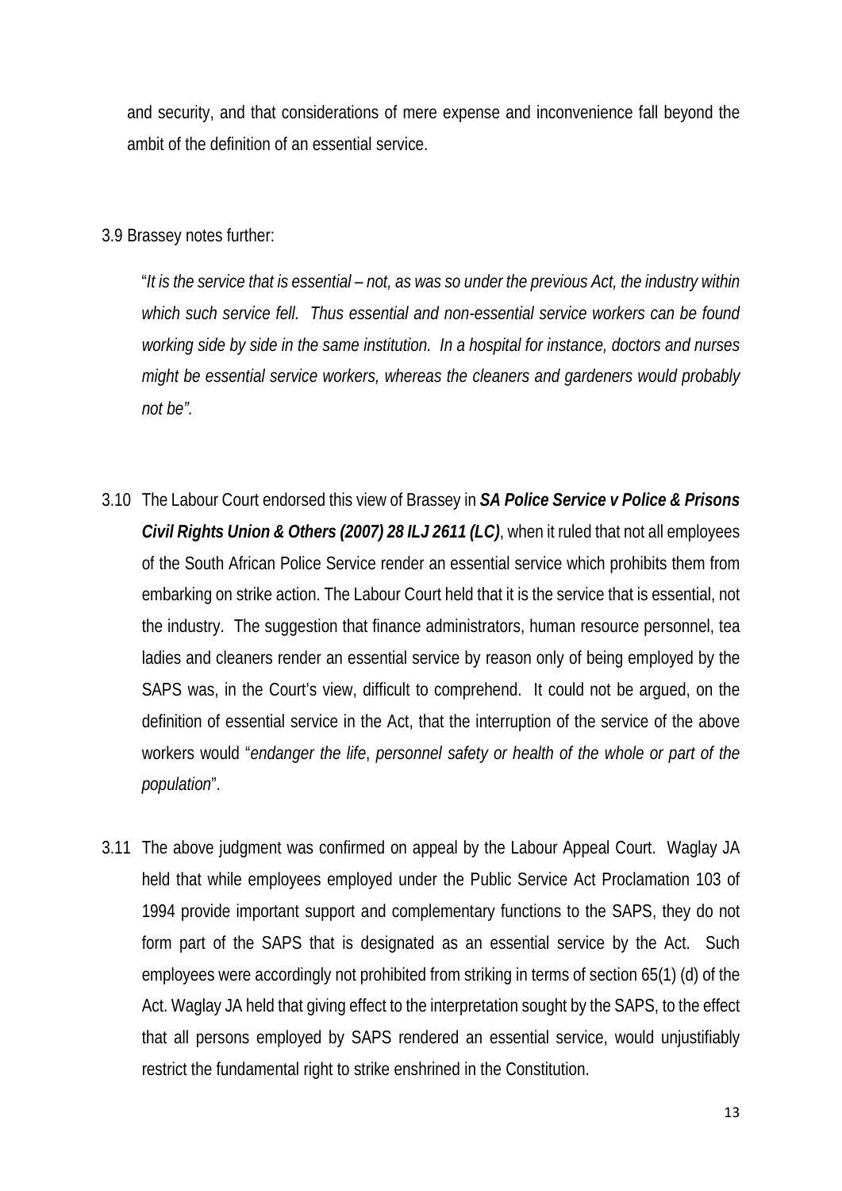and security, and that considerations of mere expense and inconvenience fall beyond the ambit of the definition of an essential service.

3.9 Brassey notes further:

"*It is the service that is essential – not, as was so under the previous Act, the industry within which such service fell. Thus essential and non-essential service workers can be found working side by side in the same institution. In a hospital for instance, doctors and nurses might be essential service workers, whereas the cleaners and gardeners would probably not be".*

3.10 The Labour Court endorsed this view of Brassey in ***SA Police Service v Police & Prisons Civil Rights Union & Others (2007) 28 ILJ 2611 (LC)***, when it ruled that not all employees of the South African Police Service render an essential service which prohibits them from embarking on strike action. The Labour Court held that it is the service that is essential, not the industry. The suggestion that finance administrators, human resource personnel, tea ladies and cleaners render an essential service by reason only of being employed by the SAPS was, in the Court's view, difficult to comprehend. It could not be argued, on the definition of essential service in the Act, that the interruption of the service of the above workers would "*endanger the life*, *personnel safety or health of the whole or part of the population*".

3.11 The above judgment was confirmed on appeal by the Labour Appeal Court. Waglay JA held that while employees employed under the Public Service Act Proclamation 103 of 1994 provide important support and complementary functions to the SAPS, they do not form part of the SAPS that is designated as an essential service by the Act. Such employees were accordingly not prohibited from striking in terms of section 65(1) (d) of the Act. Waglay JA held that giving effect to the interpretation sought by the SAPS, to the effect that all persons employed by SAPS rendered an essential service, would unjustifiably restrict the fundamental right to strike enshrined in the Constitution.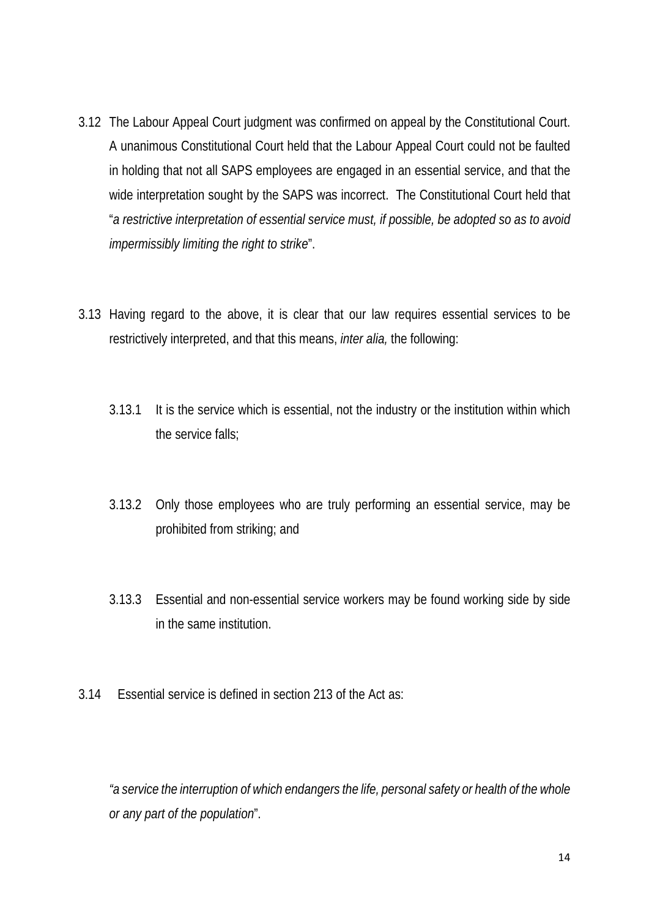3.12 The Labour Appeal Court judgment was confirmed on appeal by the Constitutional Court. A unanimous Constitutional Court held that the Labour Appeal Court could not be faulted in holding that not all SAPS employees are engaged in an essential service, and that the wide interpretation sought by the SAPS was incorrect. The Constitutional Court held that "*a restrictive interpretation of essential service must, if possible, be adopted so as to avoid impermissibly limiting the right to strike*".

3.13 Having regard to the above, it is clear that our law requires essential services to be restrictively interpreted, and that this means, *inter alia,* the following:

3.13.1 It is the service which is essential, not the industry or the institution within which the service falls;

3.13.2 Only those employees who are truly performing an essential service, may be prohibited from striking; and

3.13.3 Essential and non-essential service workers may be found working side by side in the same institution.

3.14 Essential service is defined in section 213 of the Act as:

*"a service the interruption of which endangers the life, personal safety or health of the whole or any part of the population*".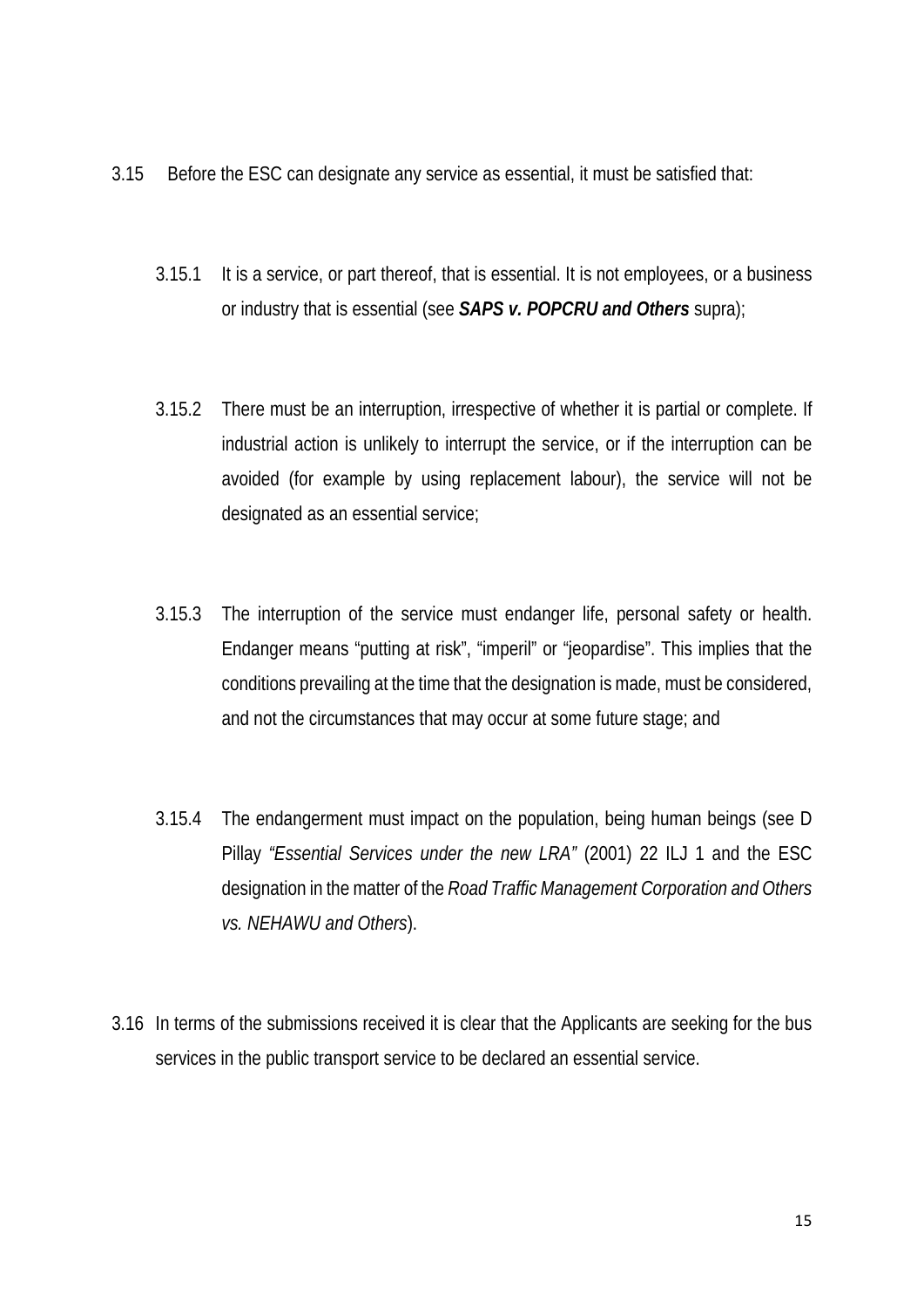3.15 Before the ESC can designate any service as essential, it must be satisfied that:

3.15.1 It is a service, or part thereof, that is essential. It is not employees, or a business or industry that is essential (see ***SAPS v. POPCRU and Others*** supra);

3.15.2 There must be an interruption, irrespective of whether it is partial or complete. If industrial action is unlikely to interrupt the service, or if the interruption can be avoided (for example by using replacement labour), the service will not be designated as an essential service;

3.15.3 The interruption of the service must endanger life, personal safety or health. Endanger means "putting at risk", "imperil" or "jeopardise". This implies that the conditions prevailing at the time that the designation is made, must be considered, and not the circumstances that may occur at some future stage; and

3.15.4 The endangerment must impact on the population, being human beings (see D Pillay *"Essential Services under the new LRA"* (2001) 22 ILJ 1 and the ESC designation in the matter of the *Road Traffic Management Corporation and Others vs. NEHAWU and Others*).

3.16 In terms of the submissions received it is clear that the Applicants are seeking for the bus services in the public transport service to be declared an essential service.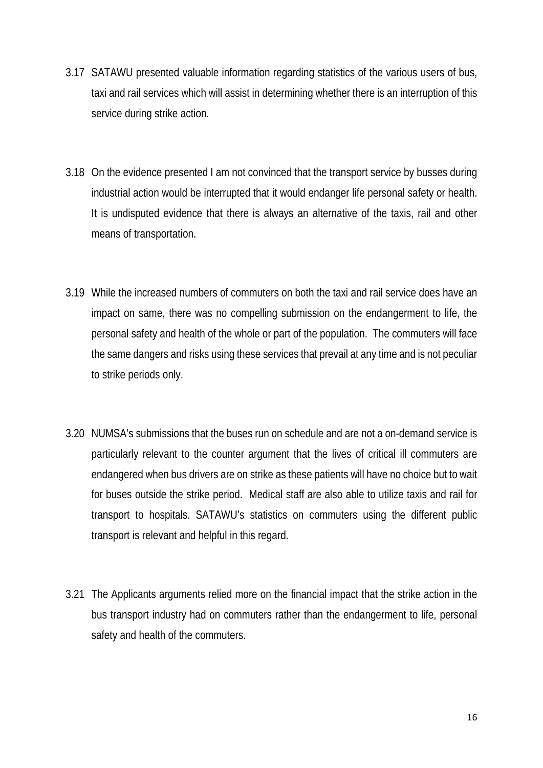3.17 SATAWU presented valuable information regarding statistics of the various users of bus, taxi and rail services which will assist in determining whether there is an interruption of this service during strike action.

3.18 On the evidence presented I am not convinced that the transport service by busses during industrial action would be interrupted that it would endanger life personal safety or health. It is undisputed evidence that there is always an alternative of the taxis, rail and other means of transportation.

3.19 While the increased numbers of commuters on both the taxi and rail service does have an impact on same, there was no compelling submission on the endangerment to life, the personal safety and health of the whole or part of the population. The commuters will face the same dangers and risks using these services that prevail at any time and is not peculiar to strike periods only.

3.20 NUMSA's submissions that the buses run on schedule and are not a on-demand service is particularly relevant to the counter argument that the lives of critical ill commuters are endangered when bus drivers are on strike as these patients will have no choice but to wait for buses outside the strike period. Medical staff are also able to utilize taxis and rail for transport to hospitals. SATAWU's statistics on commuters using the different public transport is relevant and helpful in this regard.

3.21 The Applicants arguments relied more on the financial impact that the strike action in the bus transport industry had on commuters rather than the endangerment to life, personal safety and health of the commuters.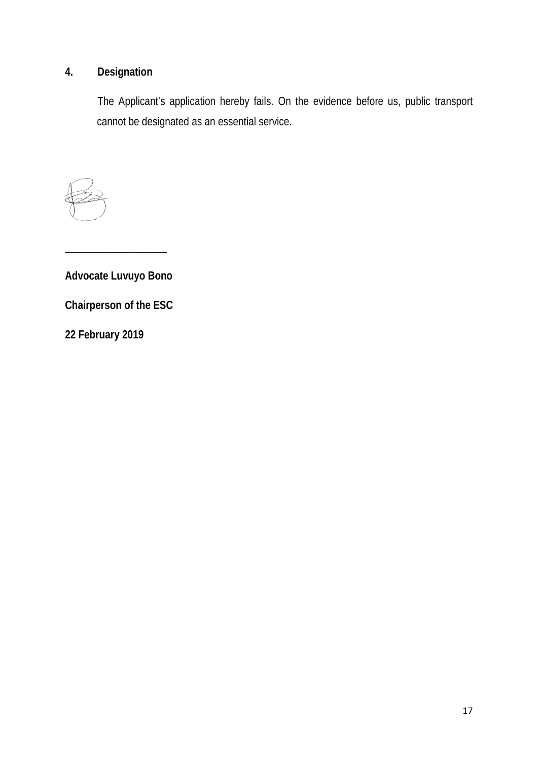## 4. Designation

The Applicant's application hereby fails. On the evidence before us, public transport cannot be designated as an essential service.

___________________

**Advocate Luvuyo Bono**

**Chairperson of the ESC**

**22 February 2019**